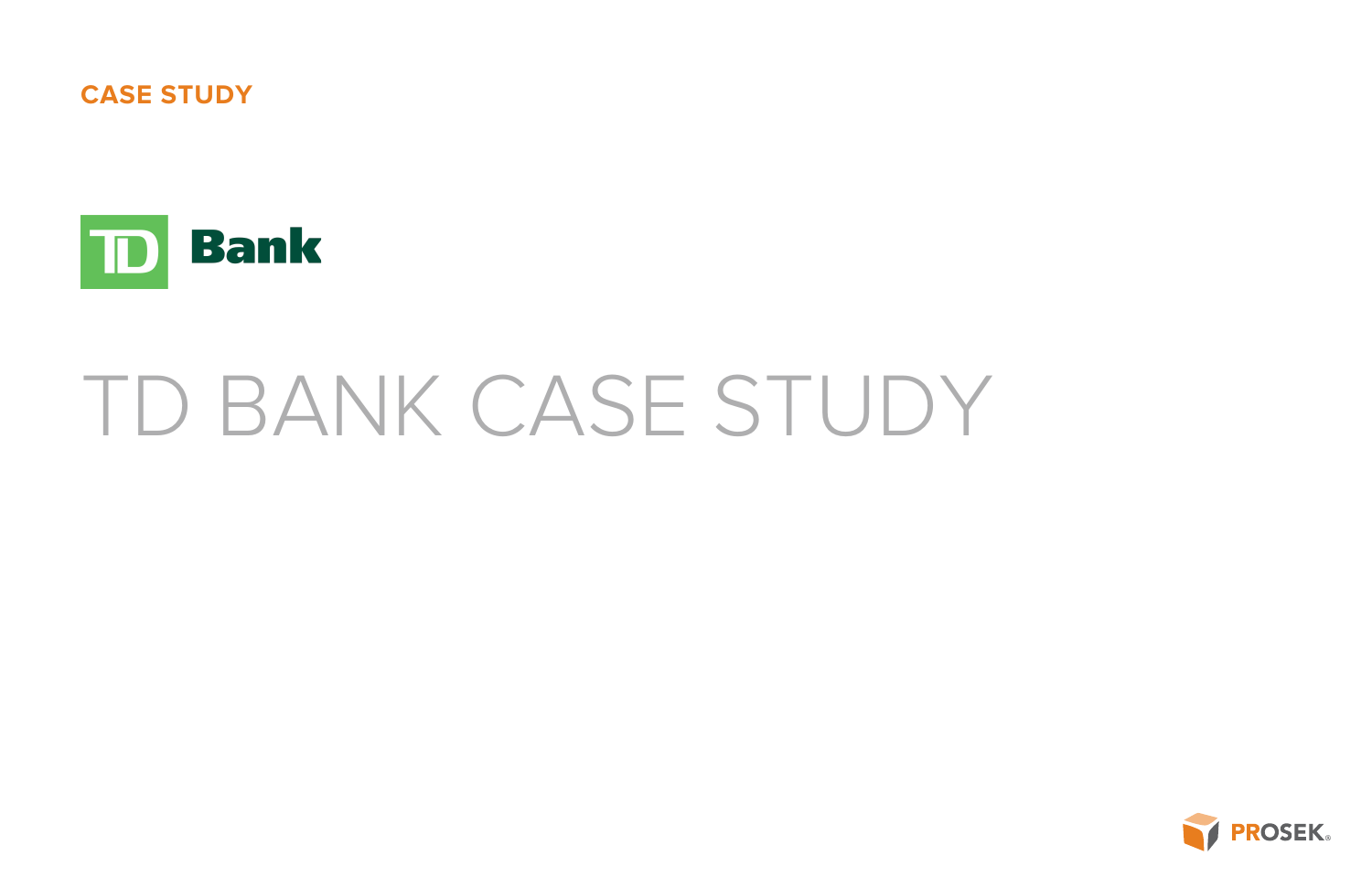CASE STUDY

TD Bank

# TD BANK CASE STUDY

PROSEK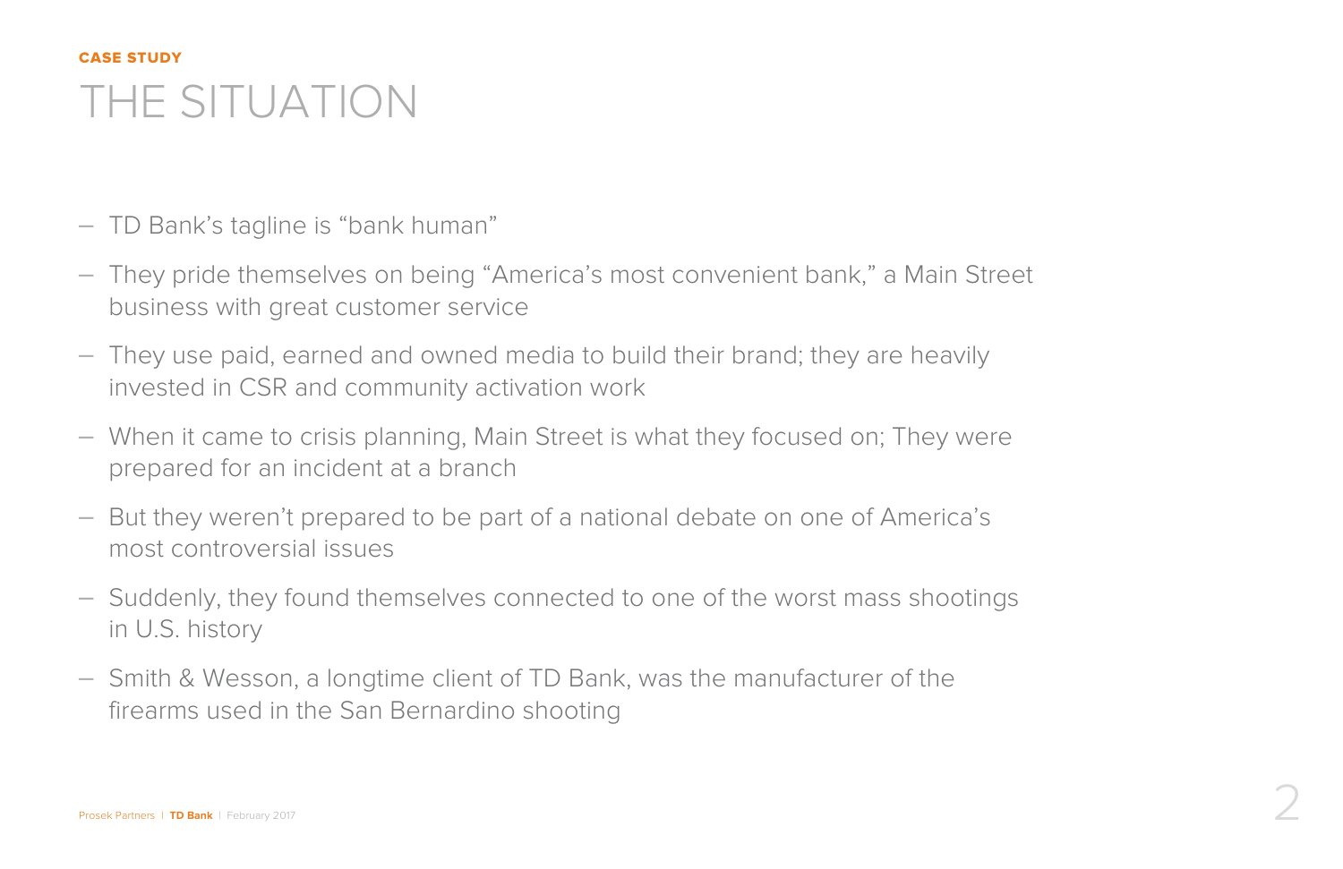CASE STUDY

# THE SITUATION

- TD Bank's tagline is "bank human"
- They pride themselves on being "America's most convenient bank," a Main Street business with great customer service
- They use paid, earned and owned media to build their brand; they are heavily invested in CSR and community activation work
- When it came to crisis planning, Main Street is what they focused on; They were prepared for an incident at a branch
- But they weren't prepared to be part of a national debate on one of America's most controversial issues
- Suddenly, they found themselves connected to one of the worst mass shootings in U.S. history
- Smith & Wesson, a longtime client of TD Bank, was the manufacturer of the firearms used in the San Bernardino shooting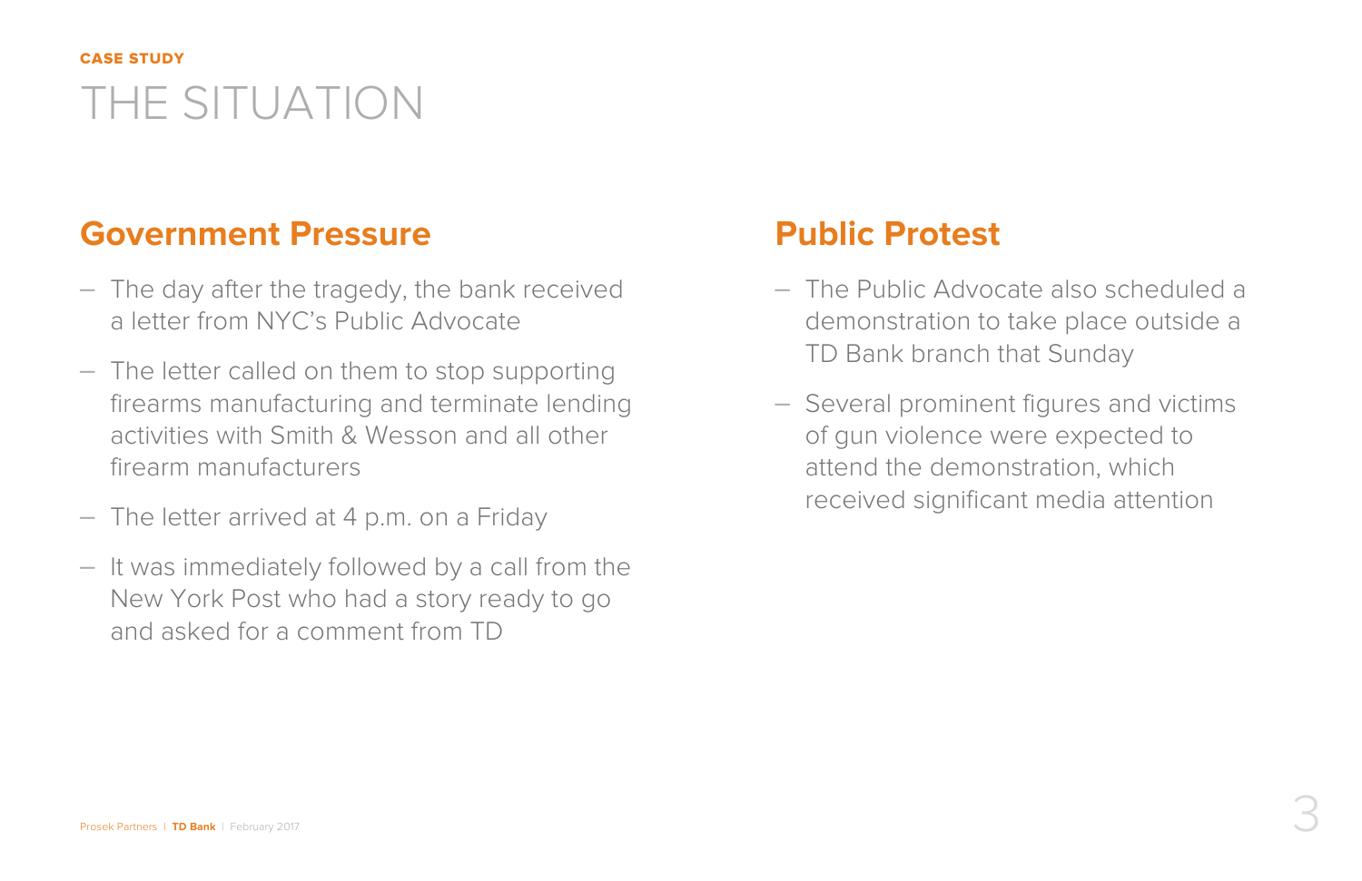CASE STUDY

# THE SITUATION

## Government Pressure

- The day after the tragedy, the bank received a letter from NYC's Public Advocate
- The letter called on them to stop supporting firearms manufacturing and terminate lending activities with Smith & Wesson and all other firearm manufacturers
- The letter arrived at 4 p.m. on a Friday
- It was immediately followed by a call from the New York Post who had a story ready to go and asked for a comment from TD

## Public Protest

- The Public Advocate also scheduled a demonstration to take place outside a TD Bank branch that Sunday
- Several prominent figures and victims of gun violence were expected to attend the demonstration, which received significant media attention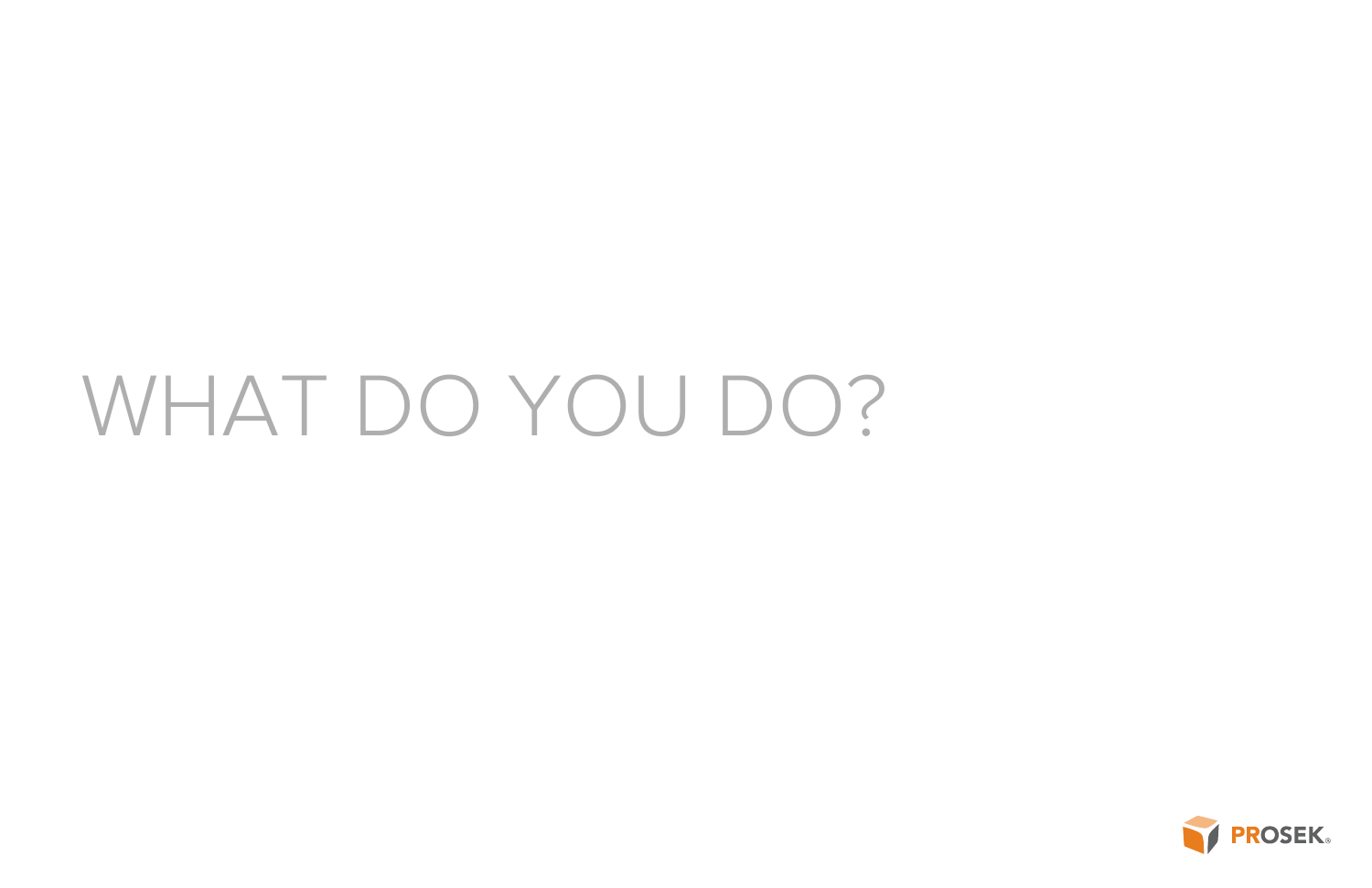# WHAT DO YOU DO?

PROSEK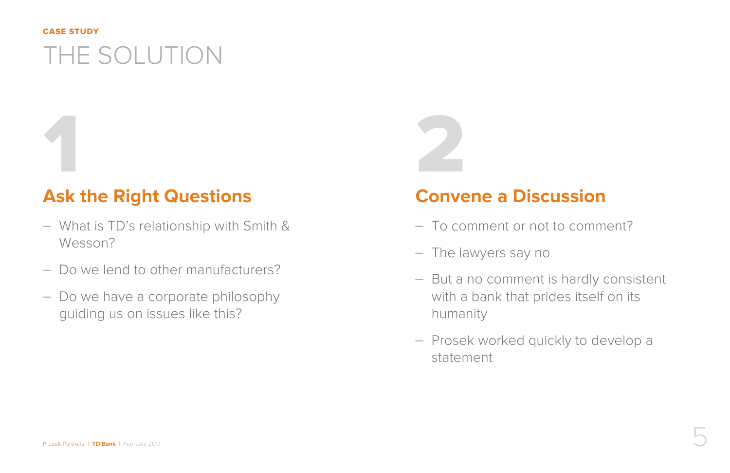CASE STUDY

# THE SOLUTION

1

## Ask the Right Questions

- What is TD's relationship with Smith & Wesson?
- Do we lend to other manufacturers?
- Do we have a corporate philosophy guiding us on issues like this?

2

## Convene a Discussion

- To comment or not to comment?
- The lawyers say no
- But a no comment is hardly consistent with a bank that prides itself on its humanity
- Prosek worked quickly to develop a statement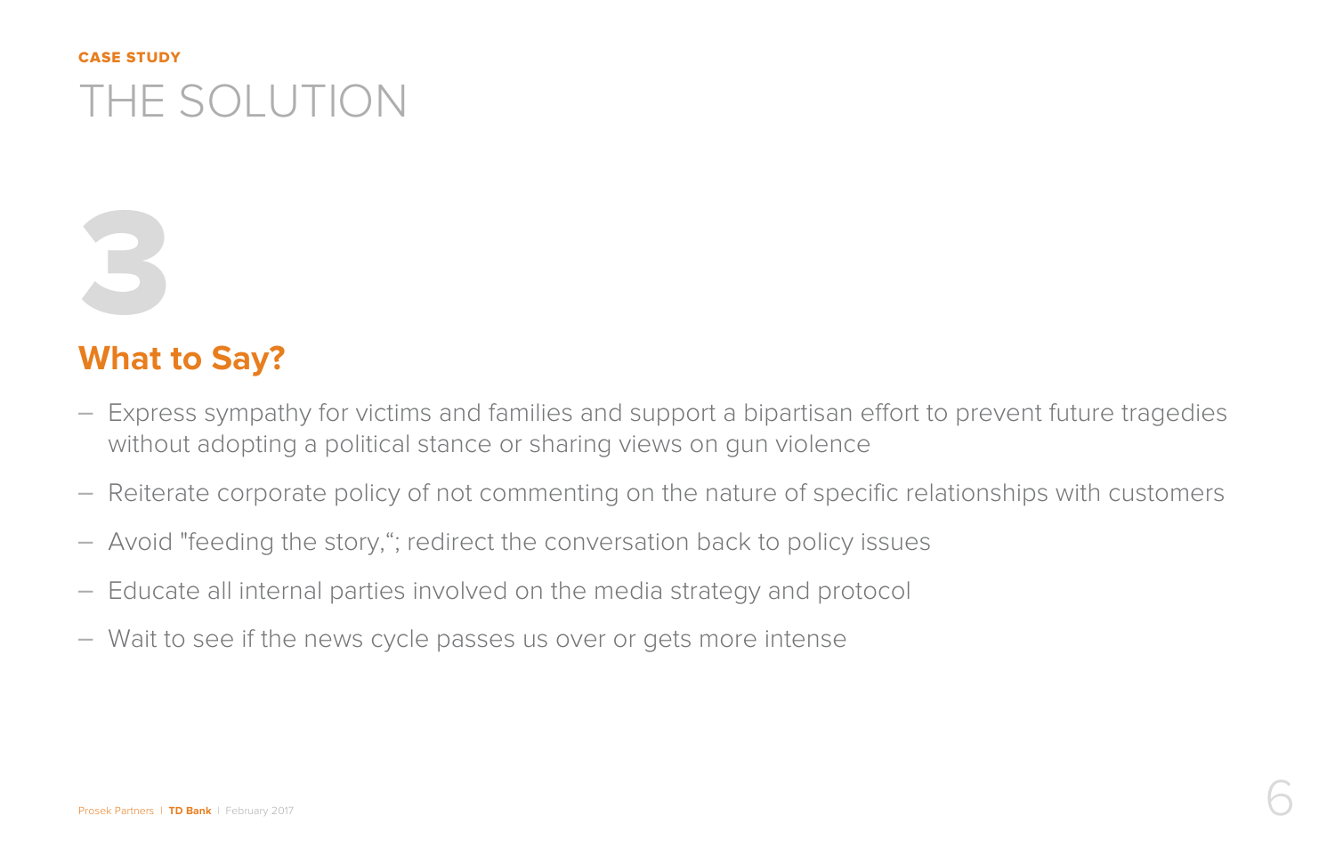CASE STUDY

# THE SOLUTION

3

## What to Say?

- Express sympathy for victims and families and support a bipartisan effort to prevent future tragedies without adopting a political stance or sharing views on gun violence
- Reiterate corporate policy of not commenting on the nature of specific relationships with customers
- Avoid "feeding the story,“; redirect the conversation back to policy issues
- Educate all internal parties involved on the media strategy and protocol
- Wait to see if the news cycle passes us over or gets more intense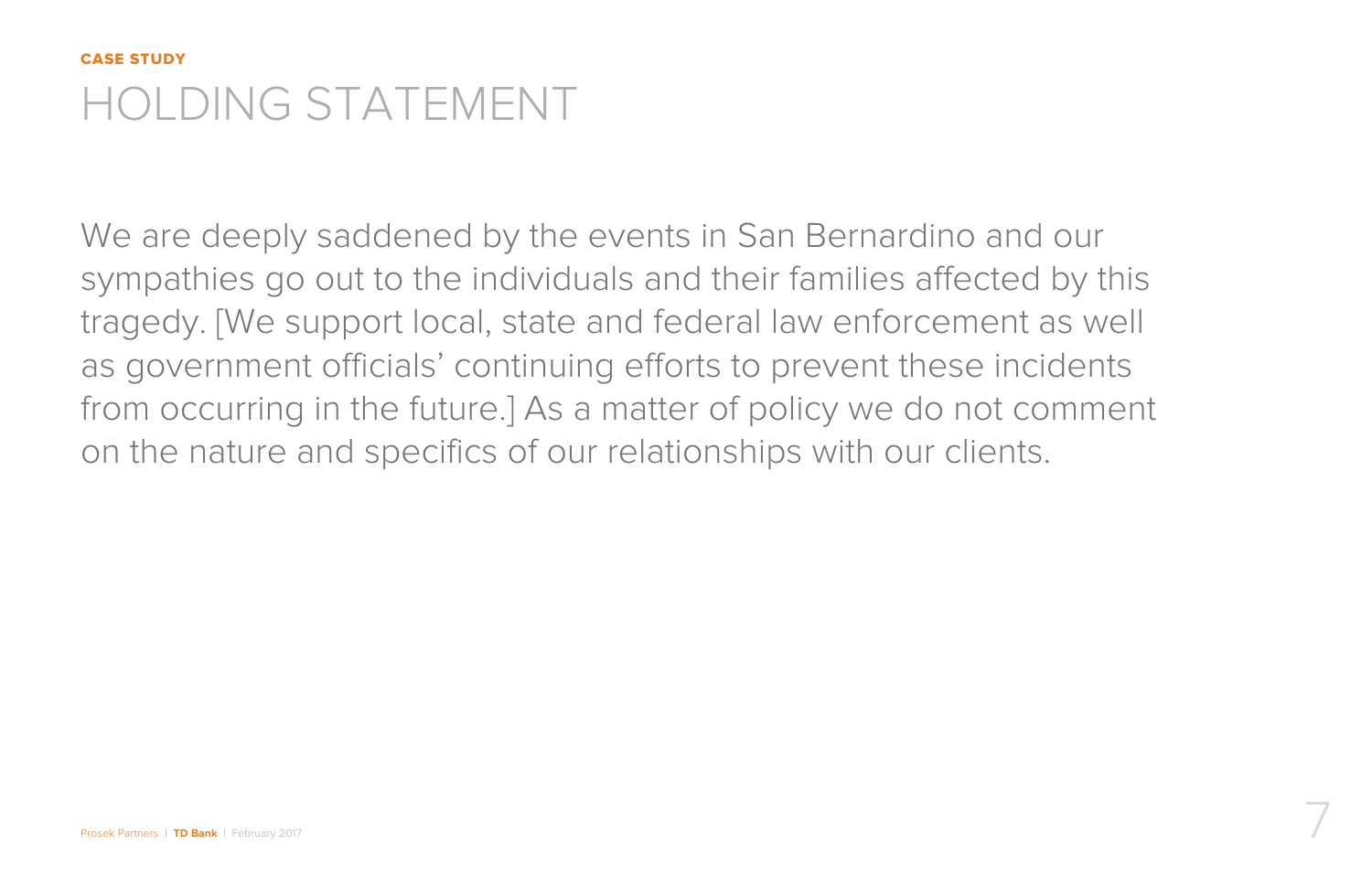**CASE STUDY**

# HOLDING STATEMENT

We are deeply saddened by the events in San Bernardino and our sympathies go out to the individuals and their families affected by this tragedy. [We support local, state and federal law enforcement as well as government officials' continuing efforts to prevent these incidents from occurring in the future.] As a matter of policy we do not comment on the nature and specifics of our relationships with our clients.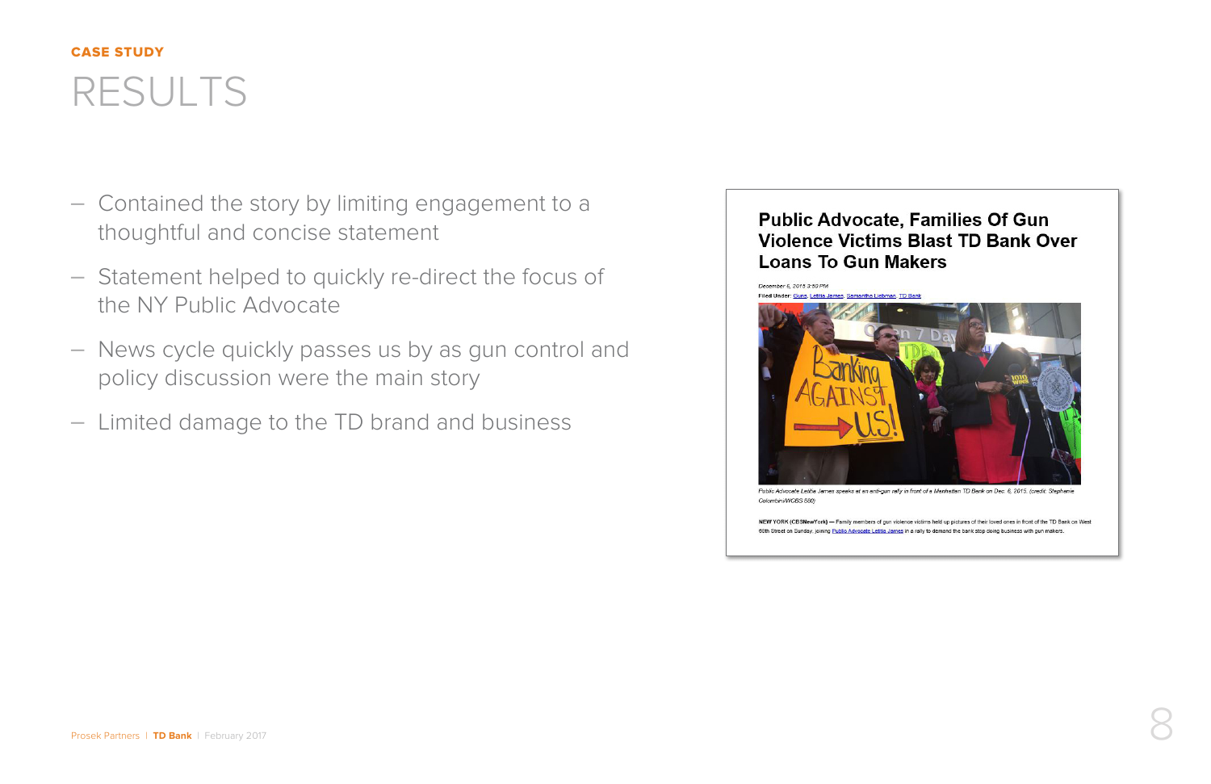CASE STUDY

# RESULTS

- Contained the story by limiting engagement to a thoughtful and concise statement
- Statement helped to quickly re-direct the focus of the NY Public Advocate
- News cycle quickly passes us by as gun control and policy discussion were the main story
- Limited damage to the TD brand and business

**Public Advocate, Families Of Gun Violence Victims Blast TD Bank Over Loans To Gun Makers**

December 6, 2015 3:50 PM
Filed Under: Guns, Letitia James, Samantha Liebman, TD Bank

Public Advocate Letitia James speaks at an anti-gun rally in front of a Manhattan TD Bank on Dec. 6, 2015. (credit: Stephanie Colombini/WCBS 880)

NEW YORK (CBSNewYork) — Family members of gun violence victims held up pictures of their loved ones in front of the TD Bank on West 66th Street on Sunday, joining Public Advocate Letitia James in a rally to demand the bank stop doing business with gun makers.

Prosek Partners | TD Bank | February 2017